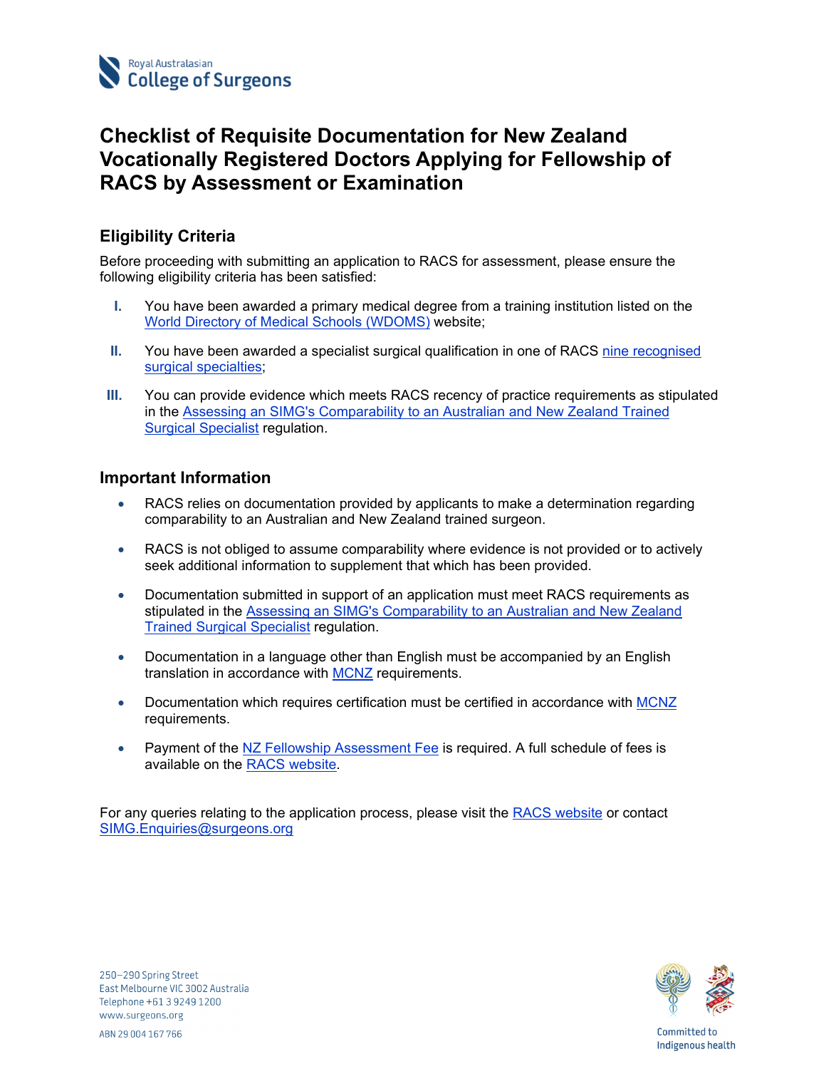# Checklist of Requisite Documentation for New Zealand Vocationally Registered Doctors Applying for Fellowship of RACS by Assessment or Examination

## Eligibility Criteria

Before proceeding with submitting an application to RACS for assessment, please ensure the following eligibility criteria has been satisfied:

I. You have been awarded a primary medical degree from a training institution listed on the World Directory of Medical Schools (WDOMS) website;

II. You have been awarded a specialist surgical qualification in one of RACS nine recognised surgical specialties;

III. You can provide evidence which meets RACS recency of practice requirements as stipulated in the Assessing an SIMG's Comparability to an Australian and New Zealand Trained Surgical Specialist regulation.

## Important Information

- RACS relies on documentation provided by applicants to make a determination regarding comparability to an Australian and New Zealand trained surgeon.
- RACS is not obliged to assume comparability where evidence is not provided or to actively seek additional information to supplement that which has been provided.
- Documentation submitted in support of an application must meet RACS requirements as stipulated in the Assessing an SIMG's Comparability to an Australian and New Zealand Trained Surgical Specialist regulation.
- Documentation in a language other than English must be accompanied by an English translation in accordance with MCNZ requirements.
- Documentation which requires certification must be certified in accordance with MCNZ requirements.
- Payment of the NZ Fellowship Assessment Fee is required. A full schedule of fees is available on the RACS website.

For any queries relating to the application process, please visit the RACS website or contact SIMG.Enquiries@surgeons.org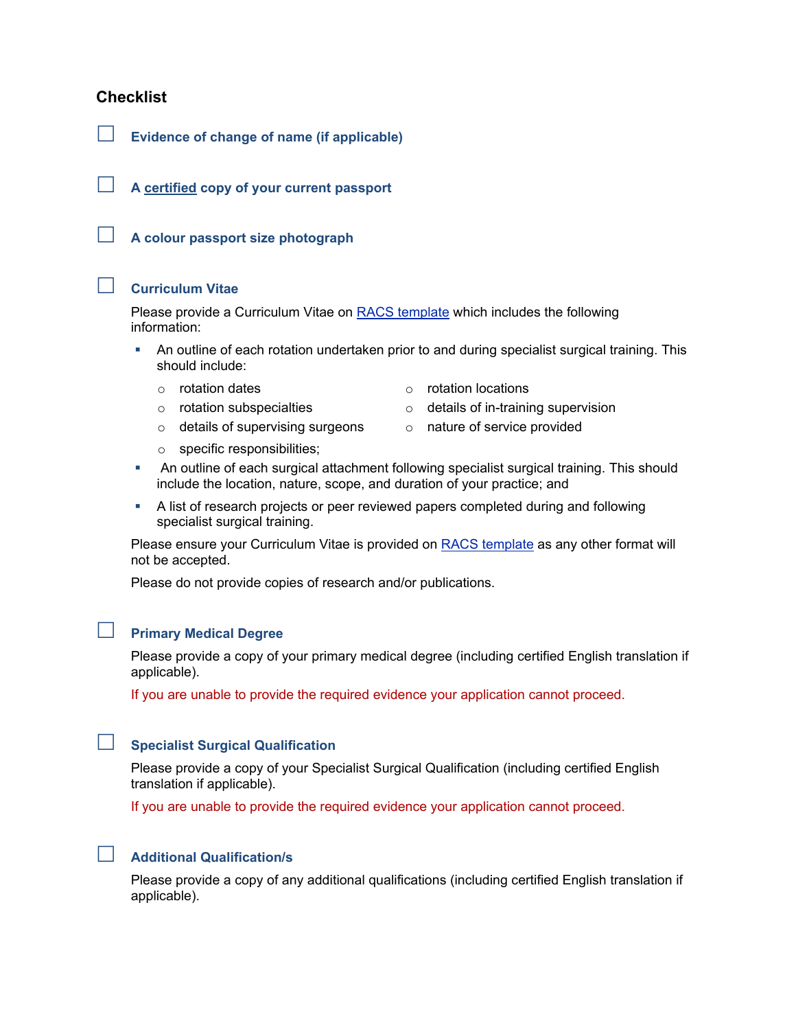## Checklist

- [ ] **Evidence of change of name (if applicable)**

- [ ] **A certified copy of your current passport**

- [ ] **A colour passport size photograph**

- [ ] **Curriculum Vitae**

  Please provide a Curriculum Vitae on RACS template which includes the following information:

  - An outline of each rotation undertaken prior to and during specialist surgical training. This should include:
    - rotation dates
    - rotation locations
    - rotation subspecialties
    - details of in-training supervision
    - details of supervising surgeons
    - nature of service provided
    - specific responsibilities;
  - An outline of each surgical attachment following specialist surgical training. This should include the location, nature, scope, and duration of your practice; and
  - A list of research projects or peer reviewed papers completed during and following specialist surgical training.

  Please ensure your Curriculum Vitae is provided on RACS template as any other format will not be accepted.

  Please do not provide copies of research and/or publications.

- [ ] **Primary Medical Degree**

  Please provide a copy of your primary medical degree (including certified English translation if applicable).

  If you are unable to provide the required evidence your application cannot proceed.

- [ ] **Specialist Surgical Qualification**

  Please provide a copy of your Specialist Surgical Qualification (including certified English translation if applicable).

  If you are unable to provide the required evidence your application cannot proceed.

- [ ] **Additional Qualification/s**

  Please provide a copy of any additional qualifications (including certified English translation if applicable).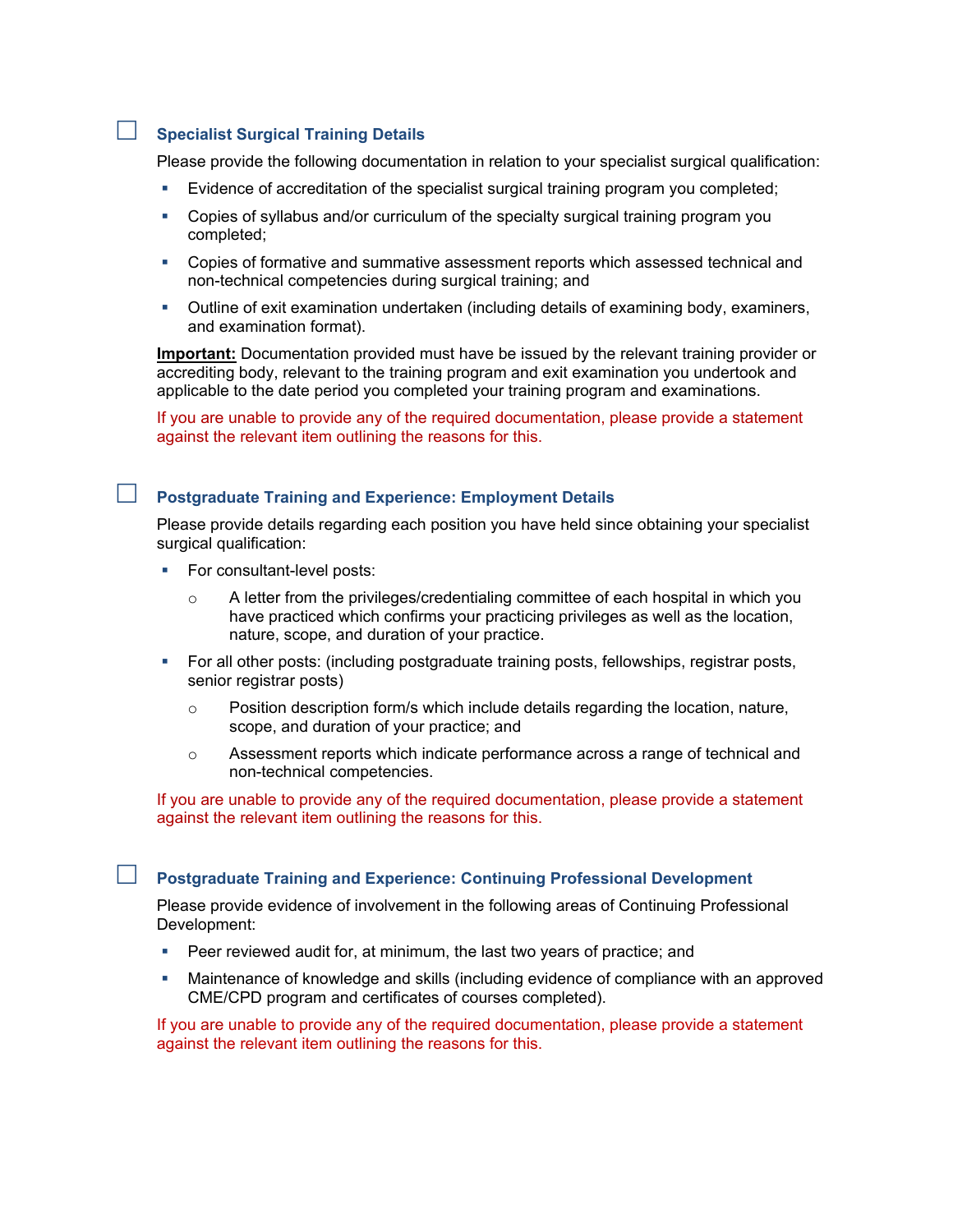## ☐ Specialist Surgical Training Details

Please provide the following documentation in relation to your specialist surgical qualification:

- Evidence of accreditation of the specialist surgical training program you completed;
- Copies of syllabus and/or curriculum of the specialty surgical training program you completed;
- Copies of formative and summative assessment reports which assessed technical and non-technical competencies during surgical training; and
- Outline of exit examination undertaken (including details of examining body, examiners, and examination format).

**Important:** Documentation provided must have be issued by the relevant training provider or accrediting body, relevant to the training program and exit examination you undertook and applicable to the date period you completed your training program and examinations.

If you are unable to provide any of the required documentation, please provide a statement against the relevant item outlining the reasons for this.

## ☐ Postgraduate Training and Experience: Employment Details

Please provide details regarding each position you have held since obtaining your specialist surgical qualification:

- For consultant-level posts:
  - A letter from the privileges/credentialing committee of each hospital in which you have practiced which confirms your practicing privileges as well as the location, nature, scope, and duration of your practice.
- For all other posts: (including postgraduate training posts, fellowships, registrar posts, senior registrar posts)
  - Position description form/s which include details regarding the location, nature, scope, and duration of your practice; and
  - Assessment reports which indicate performance across a range of technical and non-technical competencies.

If you are unable to provide any of the required documentation, please provide a statement against the relevant item outlining the reasons for this.

## ☐ Postgraduate Training and Experience: Continuing Professional Development

Please provide evidence of involvement in the following areas of Continuing Professional Development:

- Peer reviewed audit for, at minimum, the last two years of practice; and
- Maintenance of knowledge and skills (including evidence of compliance with an approved CME/CPD program and certificates of courses completed).

If you are unable to provide any of the required documentation, please provide a statement against the relevant item outlining the reasons for this.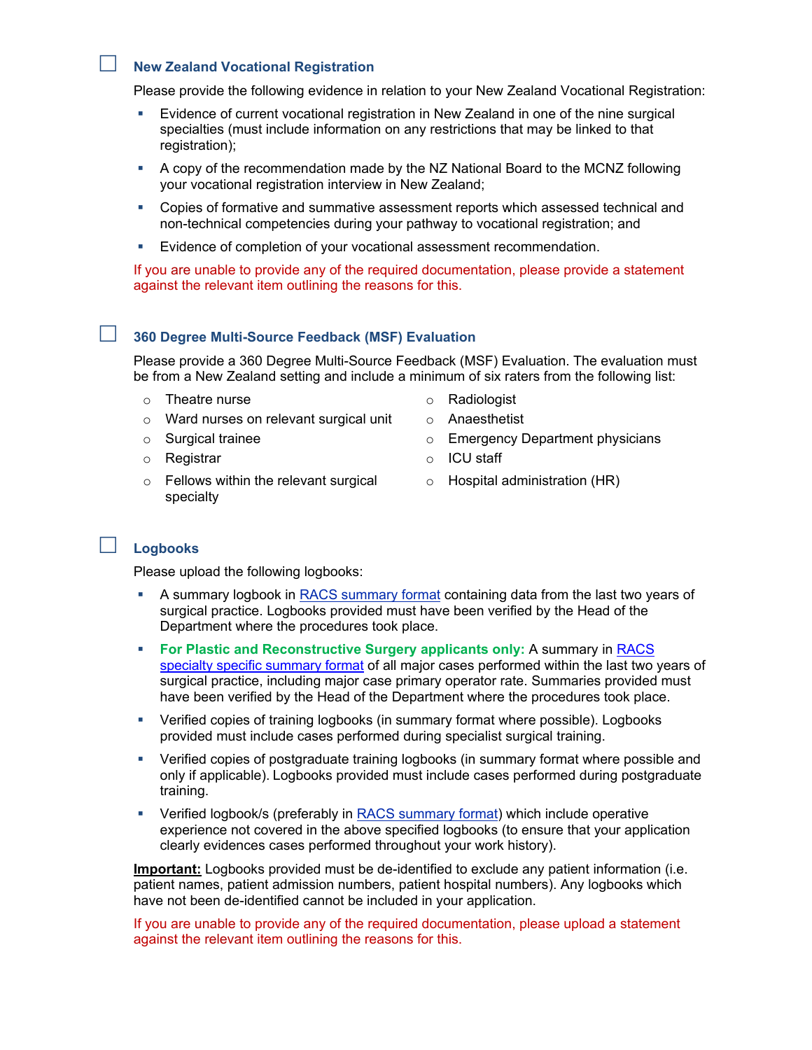## ☐ New Zealand Vocational Registration

Please provide the following evidence in relation to your New Zealand Vocational Registration:

- Evidence of current vocational registration in New Zealand in one of the nine surgical specialties (must include information on any restrictions that may be linked to that registration);
- A copy of the recommendation made by the NZ National Board to the MCNZ following your vocational registration interview in New Zealand;
- Copies of formative and summative assessment reports which assessed technical and non-technical competencies during your pathway to vocational registration; and
- Evidence of completion of your vocational assessment recommendation.

If you are unable to provide any of the required documentation, please provide a statement against the relevant item outlining the reasons for this.

## ☐ 360 Degree Multi-Source Feedback (MSF) Evaluation

Please provide a 360 Degree Multi-Source Feedback (MSF) Evaluation. The evaluation must be from a New Zealand setting and include a minimum of six raters from the following list:

- Theatre nurse
- Ward nurses on relevant surgical unit
- Surgical trainee
- Registrar
- Fellows within the relevant surgical specialty
- Radiologist
- Anaesthetist
- Emergency Department physicians
- ICU staff
- Hospital administration (HR)

## ☐ Logbooks

Please upload the following logbooks:

- A summary logbook in [RACS summary format]() containing data from the last two years of surgical practice. Logbooks provided must have been verified by the Head of the Department where the procedures took place.
- **For Plastic and Reconstructive Surgery applicants only:** A summary in [RACS specialty specific summary format]() of all major cases performed within the last two years of surgical practice, including major case primary operator rate. Summaries provided must have been verified by the Head of the Department where the procedures took place.
- Verified copies of training logbooks (in summary format where possible). Logbooks provided must include cases performed during specialist surgical training.
- Verified copies of postgraduate training logbooks (in summary format where possible and only if applicable). Logbooks provided must include cases performed during postgraduate training.
- Verified logbook/s (preferably in [RACS summary format]()) which include operative experience not covered in the above specified logbooks (to ensure that your application clearly evidences cases performed throughout your work history).

**Important:** Logbooks provided must be de-identified to exclude any patient information (i.e. patient names, patient admission numbers, patient hospital numbers). Any logbooks which have not been de-identified cannot be included in your application.

If you are unable to provide any of the required documentation, please upload a statement against the relevant item outlining the reasons for this.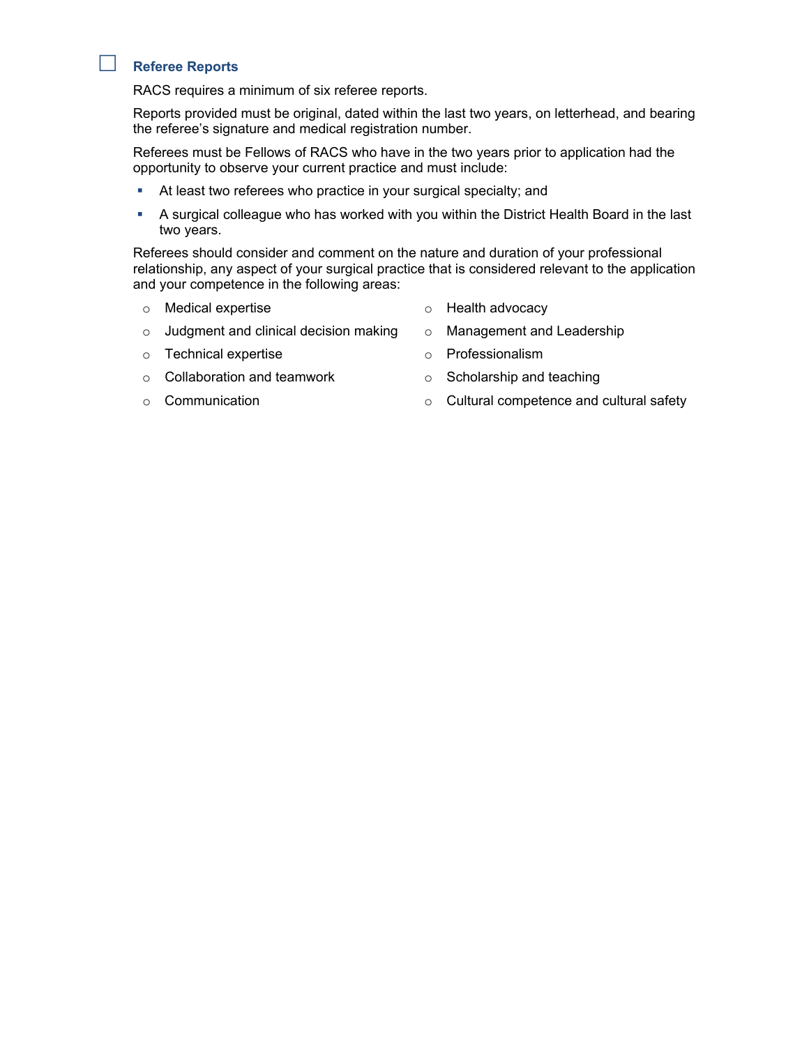☐ **Referee Reports**

RACS requires a minimum of six referee reports.

Reports provided must be original, dated within the last two years, on letterhead, and bearing the referee's signature and medical registration number.

Referees must be Fellows of RACS who have in the two years prior to application had the opportunity to observe your current practice and must include:

- At least two referees who practice in your surgical specialty; and
- A surgical colleague who has worked with you within the District Health Board in the last two years.

Referees should consider and comment on the nature and duration of your professional relationship, any aspect of your surgical practice that is considered relevant to the application and your competence in the following areas:

- Medical expertise
- Judgment and clinical decision making
- Technical expertise
- Collaboration and teamwork
- Communication
- Health advocacy
- Management and Leadership
- Professionalism
- Scholarship and teaching
- Cultural competence and cultural safety